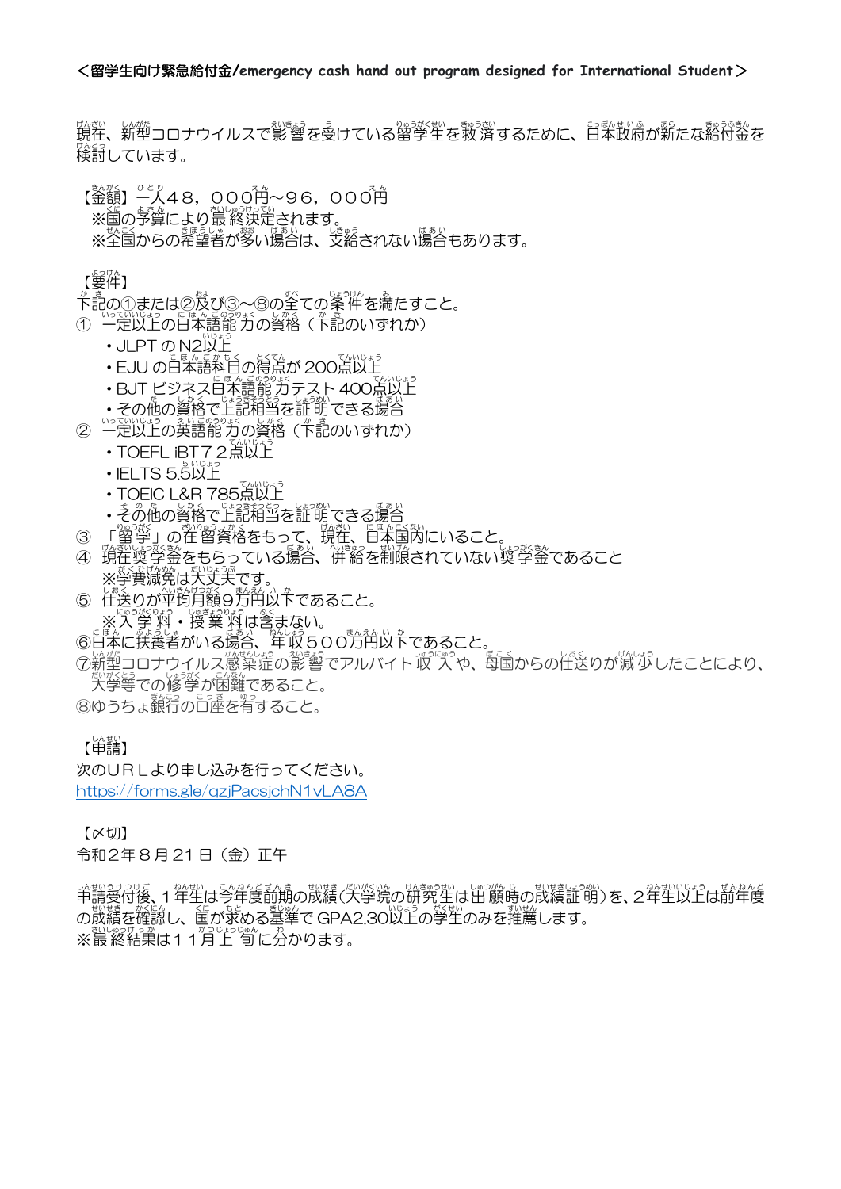＜留学生向け緊急給付金/emergency cash hand out program designed for International Student＞

現在、新型コロナウイルスで影響を受けている留学生を救済するために、日本政府が新たな給付金を検討しています。

【金額】一人48，000円～96，000円

※国の予算により最終決定されます。

※全国からの希望者が多い場合は、支給されない場合もあります。

【要件】

下記の①または②及び③～⑧の全ての条件を満たすこと。

① 一定以上の日本語能力の資格（下記のいずれか）
- JLPT のN2以上
- EJU の日本語科目の得点が 200点以上
- BJT ビジネス日本語能力テスト 400点以上
- その他の資格で上記相当を証明できる場合

② 一定以上の英語能力の資格（下記のいずれか）
- TOEFL iBT７２点以上
- IELTS 5.5以上
- TOEIC L&R 785点以上
- その他の資格で上記相当を証明できる場合

③ 「留学」の在留資格をもって、現在、日本国内にいること。

④ 現在奨学金をもらっている場合、併給を制限されていない奨学金であること

※学費減免は大丈夫です。

⑤ 仕送りが平均月額９万円以下であること。

※入学料・授業料は含まない。

⑥日本に扶養者がいる場合、年収５００万円以下であること。

⑦新型コロナウイルス感染症の影響でアルバイト収入や、母国からの仕送りが減少したことにより、大学等での修学が困難であること。

⑧ゆうちょ銀行の口座を有すること。

【申請】

次のURLより申し込みを行ってください。

https://forms.gle/qzjPacsjchN1vLA8A

【〆切】

令和２年８月21日（金）正午

申請受付後、1年生は今年度前期の成績(大学院の研究生は出願時の成績証明)を、2年生以上は前年度の成績を確認し、国が求める基準でGPA2.30以上の学生のみを推薦します。

※最終結果は１１月上旬に分かります。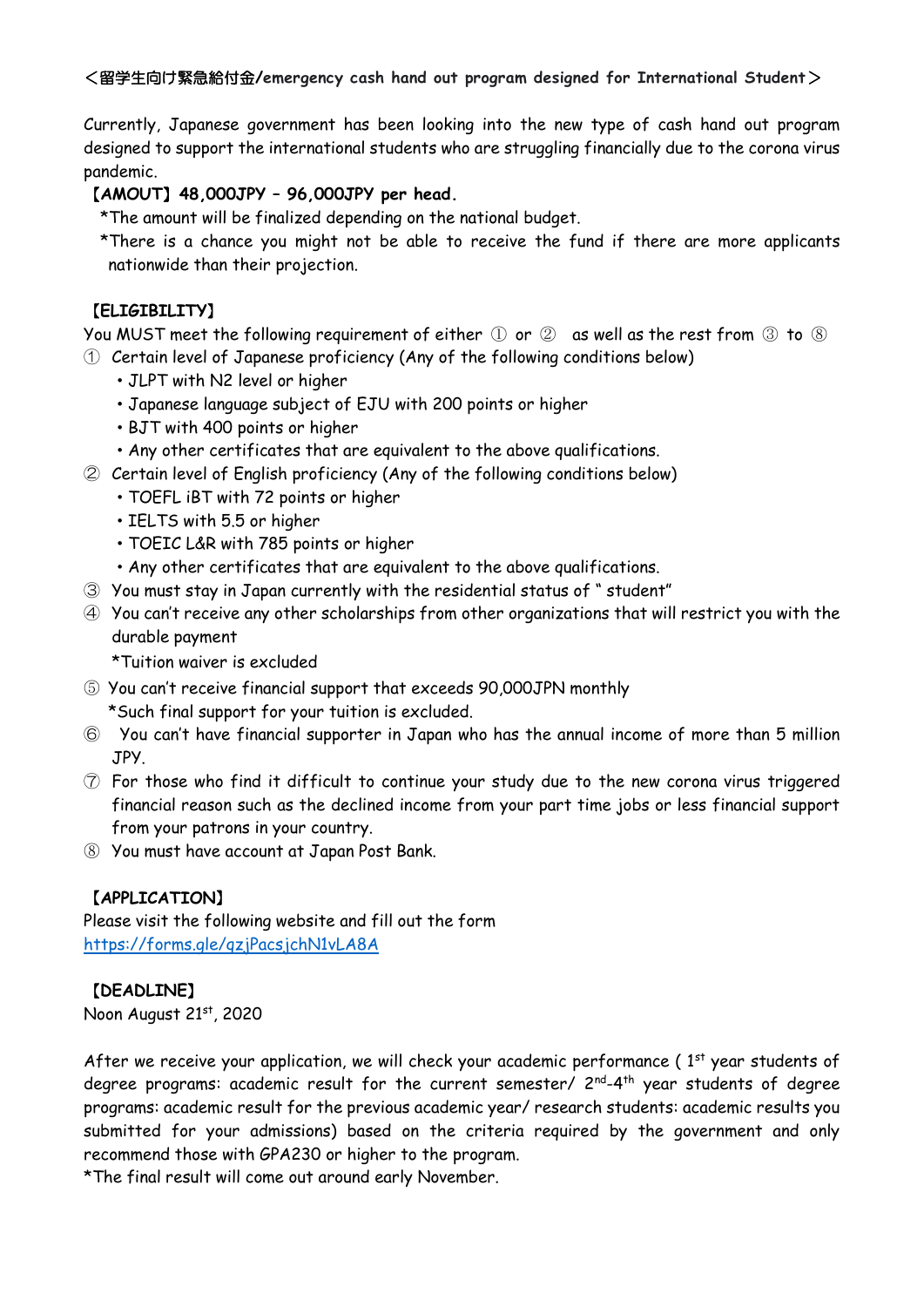＜留学生向け緊急給付金/emergency cash hand out program designed for International Student＞

Currently, Japanese government has been looking into the new type of cash hand out program designed to support the international students who are struggling financially due to the corona virus pandemic.

**【AMOUT】48,000JPY – 96,000JPY per head.**

*The amount will be finalized depending on the national budget.

*There is a chance you might not be able to receive the fund if there are more applicants nationwide than their projection.

**【ELIGIBILITY】**

You MUST meet the following requirement of either ① or ② as well as the rest from ③ to ⑧

① Certain level of Japanese proficiency (Any of the following conditions below)
- JLPT with N2 level or higher
- Japanese language subject of EJU with 200 points or higher
- BJT with 400 points or higher
- Any other certificates that are equivalent to the above qualifications.

② Certain level of English proficiency (Any of the following conditions below)
- TOEFL iBT with 72 points or higher
- IELTS with 5.5 or higher
- TOEIC L&R with 785 points or higher
- Any other certificates that are equivalent to the above qualifications.

③ You must stay in Japan currently with the residential status of " student"

④ You can't receive any other scholarships from other organizations that will restrict you with the durable payment
*Tuition waiver is excluded

⑤ You can't receive financial support that exceeds 90,000JPN monthly
*Such final support for your tuition is excluded.

⑥ You can't have financial supporter in Japan who has the annual income of more than 5 million JPY.

⑦ For those who find it difficult to continue your study due to the new corona virus triggered financial reason such as the declined income from your part time jobs or less financial support from your patrons in your country.

⑧ You must have account at Japan Post Bank.

**【APPLICATION】**

Please visit the following website and fill out the form
https://forms.gle/qzjPacsjchN1vLA8A

**【DEADLINE】**

Noon August 21st, 2020

After we receive your application, we will check your academic performance ( 1st year students of degree programs: academic result for the current semester/ 2nd-4th year students of degree programs: academic result for the previous academic year/ research students: academic results you submitted for your admissions) based on the criteria required by the government and only recommend those with GPA230 or higher to the program.

*The final result will come out around early November.